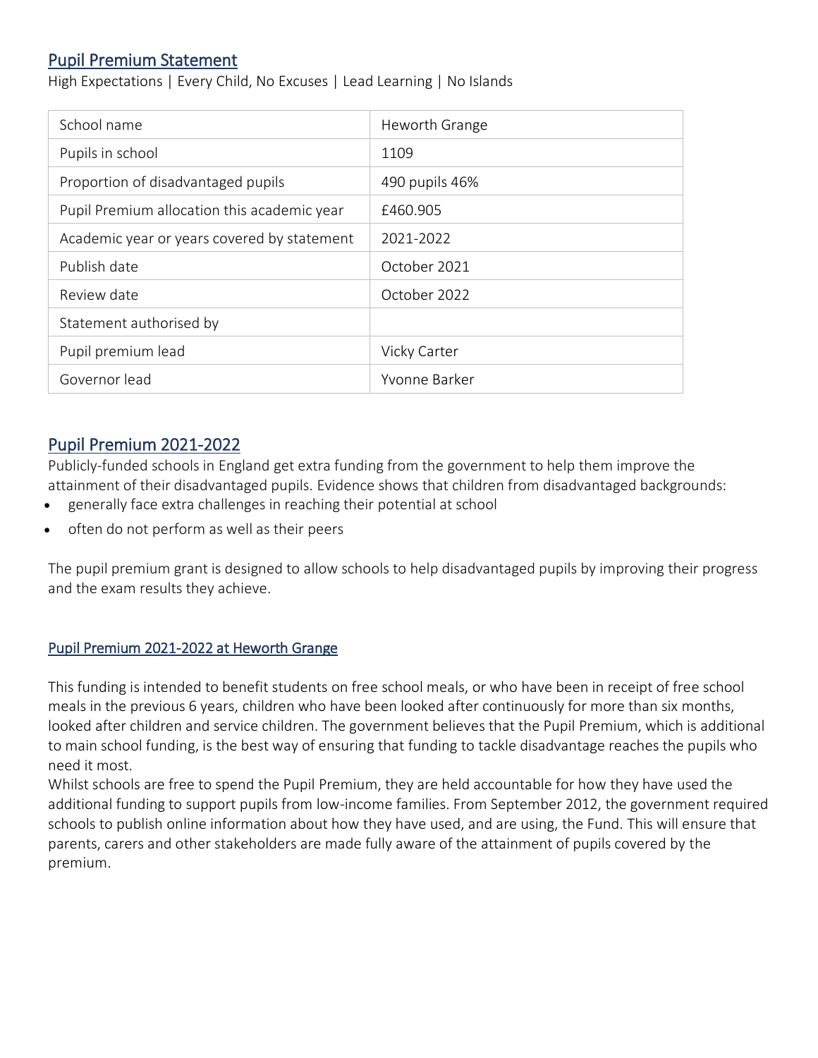## Pupil Premium Statement

High Expectations | Every Child, No Excuses | Lead Learning | No Islands

| School name | Heworth Grange |
|---|---|
| Pupils in school | 1109 |
| Proportion of disadvantaged pupils | 490 pupils 46% |
| Pupil Premium allocation this academic year | £460.905 |
| Academic year or years covered by statement | 2021-2022 |
| Publish date | October 2021 |
| Review date | October 2022 |
| Statement authorised by | |
| Pupil premium lead | Vicky Carter |
| Governor lead | Yvonne Barker |

## Pupil Premium 2021-2022

Publicly-funded schools in England get extra funding from the government to help them improve the attainment of their disadvantaged pupils. Evidence shows that children from disadvantaged backgrounds:

- generally face extra challenges in reaching their potential at school
- often do not perform as well as their peers

The pupil premium grant is designed to allow schools to help disadvantaged pupils by improving their progress and the exam results they achieve.

### Pupil Premium 2021-2022 at Heworth Grange

This funding is intended to benefit students on free school meals, or who have been in receipt of free school meals in the previous 6 years, children who have been looked after continuously for more than six months, looked after children and service children. The government believes that the Pupil Premium, which is additional to main school funding, is the best way of ensuring that funding to tackle disadvantage reaches the pupils who need it most.

Whilst schools are free to spend the Pupil Premium, they are held accountable for how they have used the additional funding to support pupils from low-income families. From September 2012, the government required schools to publish online information about how they have used, and are using, the Fund. This will ensure that parents, carers and other stakeholders are made fully aware of the attainment of pupils covered by the premium.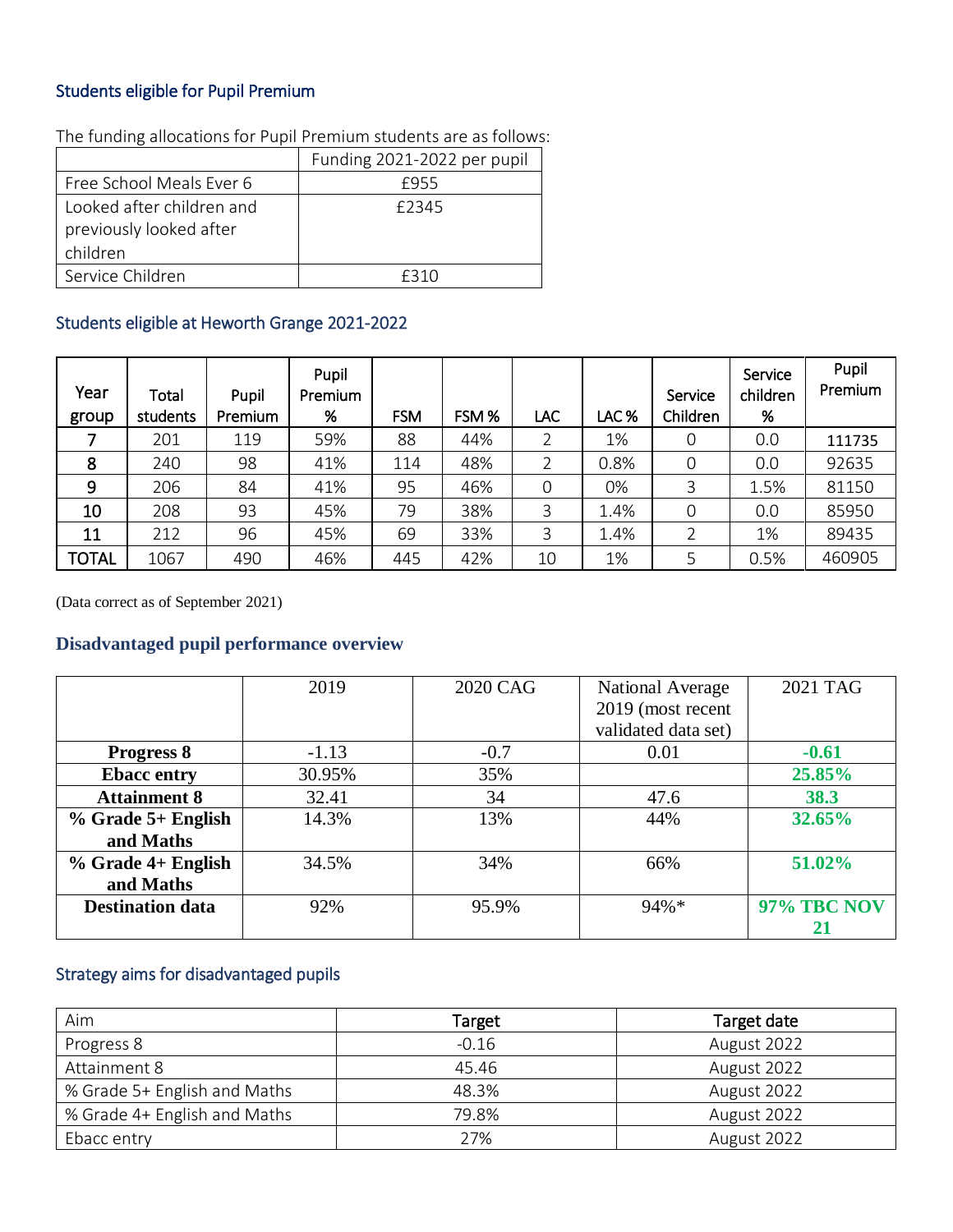## Students eligible for Pupil Premium

The funding allocations for Pupil Premium students are as follows:

| | Funding 2021-2022 per pupil |
|---|---|
| Free School Meals Ever 6 | £955 |
| Looked after children and previously looked after children | £2345 |
| Service Children | £310 |

## Students eligible at Heworth Grange 2021-2022

| Year group | Total students | Pupil Premium | Pupil Premium % | FSM | FSM % | LAC | LAC % | Service Children | Service children % | Pupil Premium |
|---|---|---|---|---|---|---|---|---|---|---|
| 7 | 201 | 119 | 59% | 88 | 44% | 2 | 1% | 0 | 0.0 | 111735 |
| 8 | 240 | 98 | 41% | 114 | 48% | 2 | 0.8% | 0 | 0.0 | 92635 |
| 9 | 206 | 84 | 41% | 95 | 46% | 0 | 0% | 3 | 1.5% | 81150 |
| 10 | 208 | 93 | 45% | 79 | 38% | 3 | 1.4% | 0 | 0.0 | 85950 |
| 11 | 212 | 96 | 45% | 69 | 33% | 3 | 1.4% | 2 | 1% | 89435 |
| TOTAL | 1067 | 490 | 46% | 445 | 42% | 10 | 1% | 5 | 0.5% | 460905 |

(Data correct as of September 2021)

## Disadvantaged pupil performance overview

| | 2019 | 2020 CAG | National Average 2019 (most recent validated data set) | 2021 TAG |
|---|---|---|---|---|
| **Progress 8** | -1.13 | -0.7 | 0.01 | **-0.61** |
| **Ebacc entry** | 30.95% | 35% | | **25.85%** |
| **Attainment 8** | 32.41 | 34 | 47.6 | **38.3** |
| **% Grade 5+ English and Maths** | 14.3% | 13% | 44% | **32.65%** |
| **% Grade 4+ English and Maths** | 34.5% | 34% | 66% | **51.02%** |
| **Destination data** | 92% | 95.9% | 94%* | **97% TBC NOV 21** |

## Strategy aims for disadvantaged pupils

| Aim | Target | Target date |
|---|---|---|
| Progress 8 | -0.16 | August 2022 |
| Attainment 8 | 45.46 | August 2022 |
| % Grade 5+ English and Maths | 48.3% | August 2022 |
| % Grade 4+ English and Maths | 79.8% | August 2022 |
| Ebacc entry | 27% | August 2022 |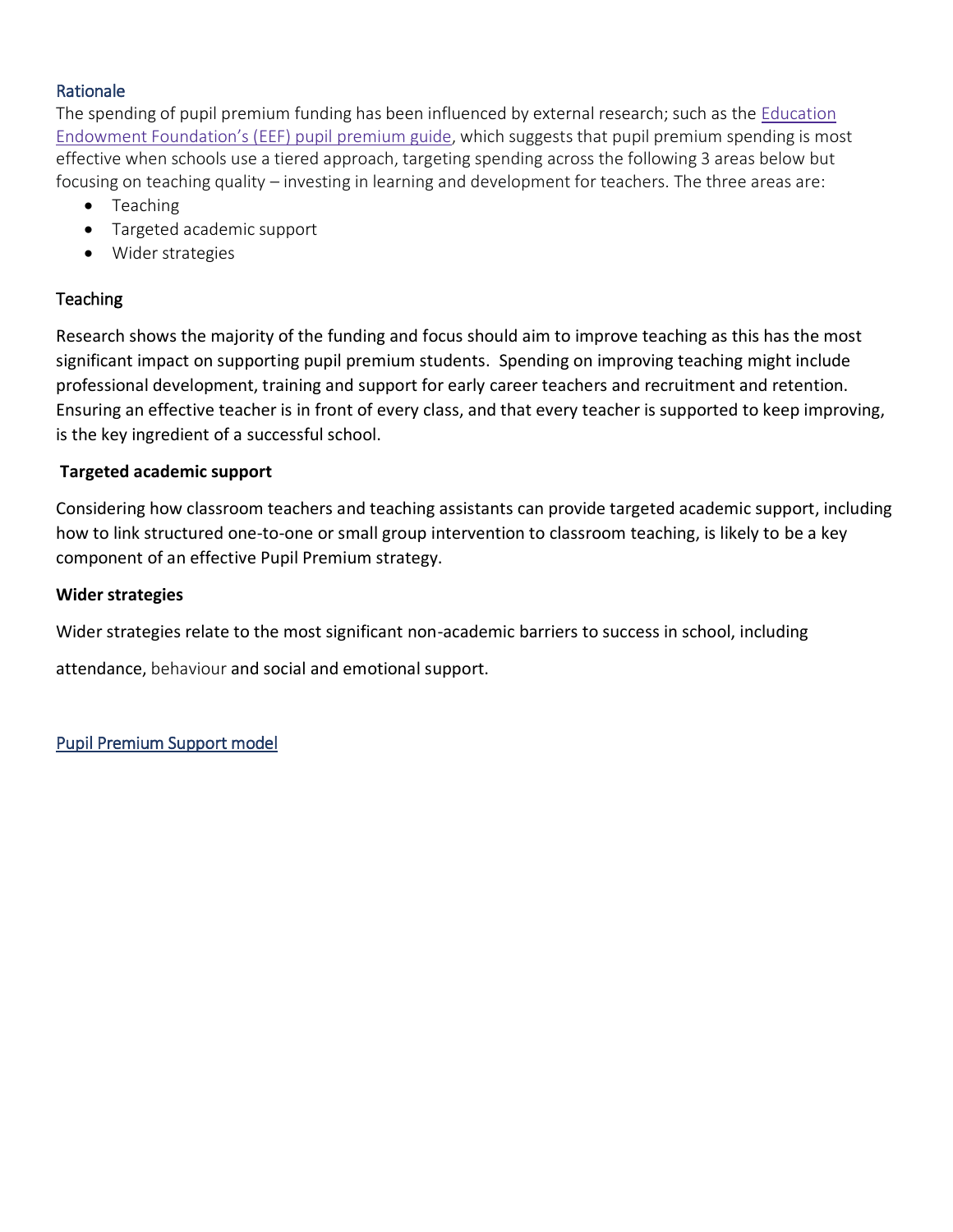## Rationale

The spending of pupil premium funding has been influenced by external research; such as the [Education Endowment Foundation's (EEF) pupil premium guide](), which suggests that pupil premium spending is most effective when schools use a tiered approach, targeting spending across the following 3 areas below but focusing on teaching quality – investing in learning and development for teachers. The three areas are:

- Teaching
- Targeted academic support
- Wider strategies

### Teaching

Research shows the majority of the funding and focus should aim to improve teaching as this has the most significant impact on supporting pupil premium students. Spending on improving teaching might include professional development, training and support for early career teachers and recruitment and retention. Ensuring an effective teacher is in front of every class, and that every teacher is supported to keep improving, is the key ingredient of a successful school.

**Targeted academic support**

Considering how classroom teachers and teaching assistants can provide targeted academic support, including how to link structured one-to-one or small group intervention to classroom teaching, is likely to be a key component of an effective Pupil Premium strategy.

**Wider strategies**

Wider strategies relate to the most significant non-academic barriers to success in school, including attendance, behaviour and social and emotional support.

[Pupil Premium Support model]()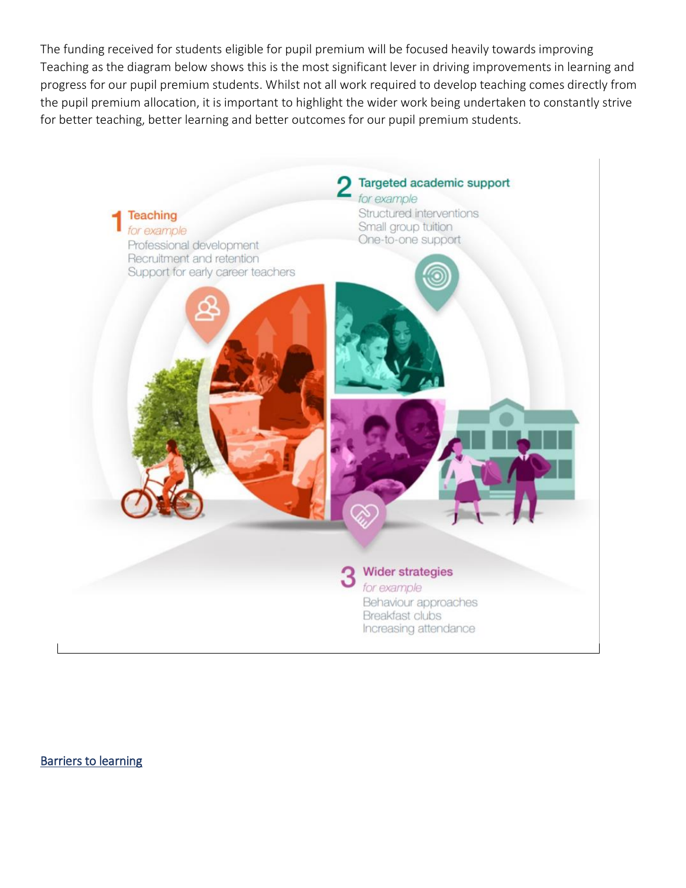The funding received for students eligible for pupil premium will be focused heavily towards improving Teaching as the diagram below shows this is the most significant lever in driving improvements in learning and progress for our pupil premium students. Whilst not all work required to develop teaching comes directly from the pupil premium allocation, it is important to highlight the wider work being undertaken to constantly strive for better teaching, better learning and better outcomes for our pupil premium students.

**1 Teaching**
*for example*
Professional development
Recruitment and retention
Support for early career teachers

**2 Targeted academic support**
*for example*
Structured interventions
Small group tuition
One-to-one support

**3 Wider strategies**
*for example*
Behaviour approaches
Breakfast clubs
Increasing attendance

## Barriers to learning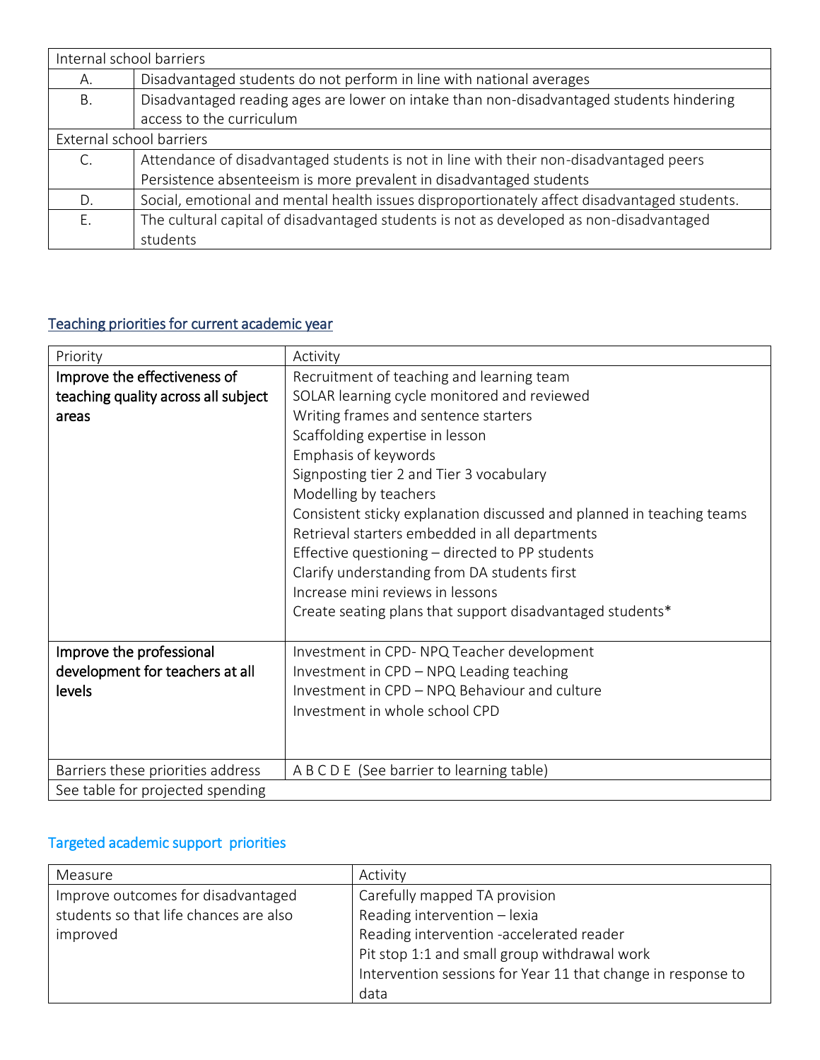| Internal school barriers | |
|---|---|
| A. | Disadvantaged students do not perform in line with national averages |
| B. | Disadvantaged reading ages are lower on intake than non-disadvantaged students hindering access to the curriculum |
| External school barriers | |
| C. | Attendance of disadvantaged students is not in line with their non-disadvantaged peers<br>Persistence absenteeism is more prevalent in disadvantaged students |
| D. | Social, emotional and mental health issues disproportionately affect disadvantaged students. |
| E. | The cultural capital of disadvantaged students is not as developed as non-disadvantaged students |

## Teaching priorities for current academic year

| Priority | Activity |
|---|---|
| **Improve the effectiveness of teaching quality across all subject areas** | Recruitment of teaching and learning team<br>SOLAR learning cycle monitored and reviewed<br>Writing frames and sentence starters<br>Scaffolding expertise in lesson<br>Emphasis of keywords<br>Signposting tier 2 and Tier 3 vocabulary<br>Modelling by teachers<br>Consistent sticky explanation discussed and planned in teaching teams<br>Retrieval starters embedded in all departments<br>Effective questioning – directed to PP students<br>Clarify understanding from DA students first<br>Increase mini reviews in lessons<br>Create seating plans that support disadvantaged students* |
| **Improve the professional development for teachers at all levels** | Investment in CPD- NPQ Teacher development<br>Investment in CPD – NPQ Leading teaching<br>Investment in CPD – NPQ Behaviour and culture<br>Investment in whole school CPD |
| Barriers these priorities address | A B C D E (See barrier to learning table) |
| See table for projected spending | |

## Targeted academic support priorities

| Measure | Activity |
|---|---|
| Improve outcomes for disadvantaged students so that life chances are also improved | Carefully mapped TA provision<br>Reading intervention – lexia<br>Reading intervention -accelerated reader<br>Pit stop 1:1 and small group withdrawal work<br>Intervention sessions for Year 11 that change in response to data |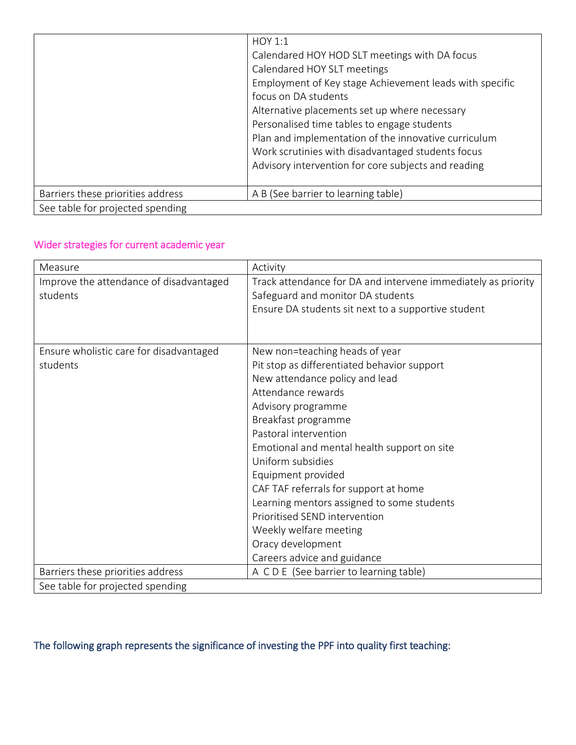| | |
|---|---|
| | HOY 1:1<br>Calendared HOY HOD SLT meetings with DA focus<br>Calendared HOY SLT meetings<br>Employment of Key stage Achievement leads with specific focus on DA students<br>Alternative placements set up where necessary<br>Personalised time tables to engage students<br>Plan and implementation of the innovative curriculum<br>Work scrutinies with disadvantaged students focus<br>Advisory intervention for core subjects and reading |
| Barriers these priorities address | A B (See barrier to learning table) |
| See table for projected spending | |

## Wider strategies for current academic year

| Measure | Activity |
|---|---|
| Improve the attendance of disadvantaged students | Track attendance for DA and intervene immediately as priority<br>Safeguard and monitor DA students<br>Ensure DA students sit next to a supportive student |
| Ensure wholistic care for disadvantaged students | New non=teaching heads of year<br>Pit stop as differentiated behavior support<br>New attendance policy and lead<br>Attendance rewards<br>Advisory programme<br>Breakfast programme<br>Pastoral intervention<br>Emotional and mental health support on site<br>Uniform subsidies<br>Equipment provided<br>CAF TAF referrals for support at home<br>Learning mentors assigned to some students<br>Prioritised SEND intervention<br>Weekly welfare meeting<br>Oracy development<br>Careers advice and guidance |
| Barriers these priorities address | A C D E (See barrier to learning table) |
| See table for projected spending | |

**The following graph represents the significance of investing the PPF into quality first teaching:**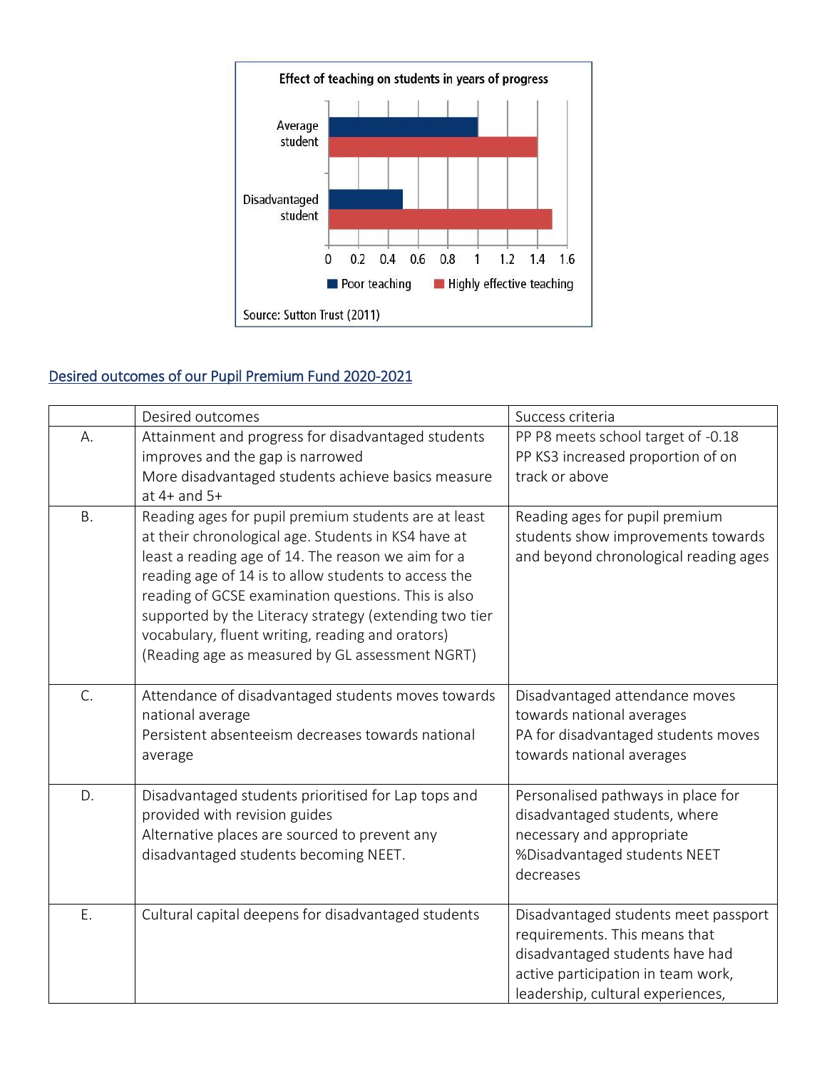**Effect of teaching on students in years of progress**

| | Poor teaching | Highly effective teaching |
|---|---|---|
| Average student | 1 | 1.4 |
| Disadvantaged student | 0.5 | 1.5 |

Source: Sutton Trust (2011)

## Desired outcomes of our Pupil Premium Fund 2020-2021

| | Desired outcomes | Success criteria |
|---|---|---|
| A. | Attainment and progress for disadvantaged students improves and the gap is narrowed<br>More disadvantaged students achieve basics measure at 4+ and 5+ | PP P8 meets school target of -0.18<br>PP KS3 increased proportion of on track or above |
| B. | Reading ages for pupil premium students are at least at their chronological age. Students in KS4 have at least a reading age of 14. The reason we aim for a reading age of 14 is to allow students to access the reading of GCSE examination questions. This is also supported by the Literacy strategy (extending two tier vocabulary, fluent writing, reading and orators)<br>(Reading age as measured by GL assessment NGRT) | Reading ages for pupil premium students show improvements towards and beyond chronological reading ages |
| C. | Attendance of disadvantaged students moves towards national average<br>Persistent absenteeism decreases towards national average | Disadvantaged attendance moves towards national averages<br>PA for disadvantaged students moves towards national averages |
| D. | Disadvantaged students prioritised for Lap tops and provided with revision guides<br>Alternative places are sourced to prevent any disadvantaged students becoming NEET. | Personalised pathways in place for disadvantaged students, where necessary and appropriate<br>%Disadvantaged students NEET decreases |
| E. | Cultural capital deepens for disadvantaged students | Disadvantaged students meet passport requirements. This means that disadvantaged students have had active participation in team work, leadership, cultural experiences, |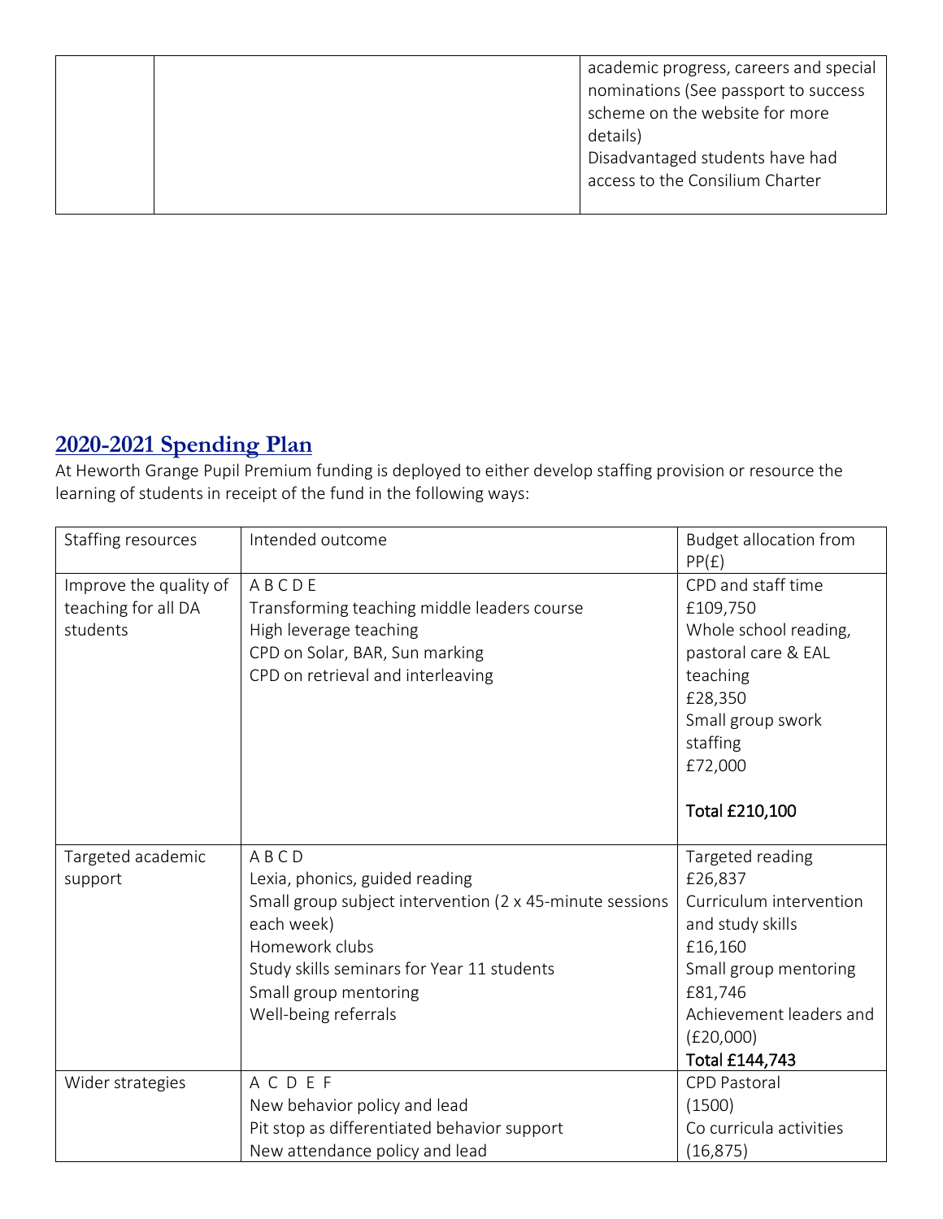| | | academic progress, careers and special nominations (See passport to success scheme on the website for more details)<br>Disadvantaged students have had access to the Consilium Charter |
|---|---|---|

## 2020-2021 Spending Plan

At Heworth Grange Pupil Premium funding is deployed to either develop staffing provision or resource the learning of students in receipt of the fund in the following ways:

| Staffing resources | Intended outcome | Budget allocation from PP(£) |
|---|---|---|
| Improve the quality of teaching for all DA students | A B C D E<br>Transforming teaching middle leaders course<br>High leverage teaching<br>CPD on Solar, BAR, Sun marking<br>CPD on retrieval and interleaving | CPD and staff time<br>£109,750<br>Whole school reading, pastoral care & EAL teaching<br>£28,350<br>Small group swork staffing<br>£72,000<br><br>**Total £210,100** |
| Targeted academic support | A B C D<br>Lexia, phonics, guided reading<br>Small group subject intervention (2 x 45-minute sessions each week)<br>Homework clubs<br>Study skills seminars for Year 11 students<br>Small group mentoring<br>Well-being referrals | Targeted reading<br>£26,837<br>Curriculum intervention and study skills<br>£16,160<br>Small group mentoring<br>£81,746<br>Achievement leaders and<br>(£20,000)<br>**Total £144,743** |
| Wider strategies | A C D E F<br>New behavior policy and lead<br>Pit stop as differentiated behavior support<br>New attendance policy and lead | CPD Pastoral<br>(1500)<br>Co curricula activities<br>(16,875) |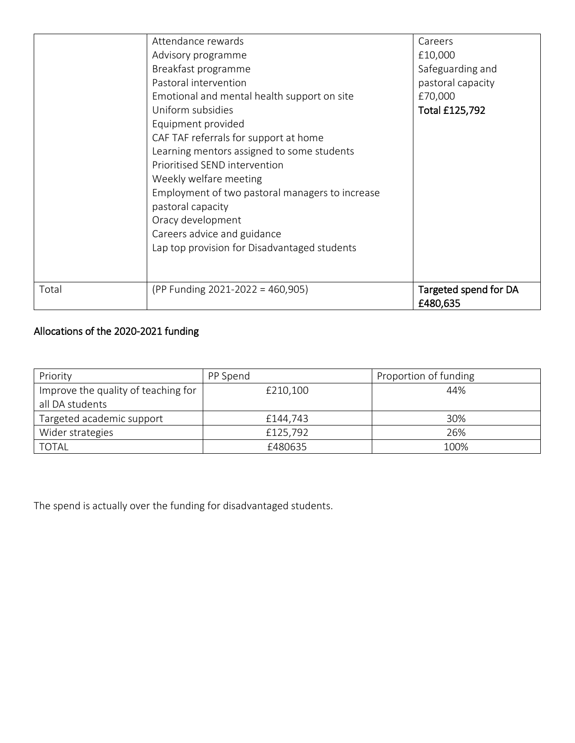| | | |
|---|---|---|
| | Attendance rewards<br>Advisory programme<br>Breakfast programme<br>Pastoral intervention<br>Emotional and mental health support on site<br>Uniform subsidies<br>Equipment provided<br>CAF TAF referrals for support at home<br>Learning mentors assigned to some students<br>Prioritised SEND intervention<br>Weekly welfare meeting<br>Employment of two pastoral managers to increase pastoral capacity<br>Oracy development<br>Careers advice and guidance<br>Lap top provision for Disadvantaged students | Careers<br>£10,000<br>Safeguarding and pastoral capacity<br>£70,000<br>**Total £125,792** |
| Total | (PP Funding 2021-2022 = 460,905) | **Targeted spend for DA £480,635** |

## Allocations of the 2020-2021 funding

| Priority | PP Spend | Proportion of funding |
|---|---|---|
| Improve the quality of teaching for all DA students | £210,100 | 44% |
| Targeted academic support | £144,743 | 30% |
| Wider strategies | £125,792 | 26% |
| TOTAL | £480635 | 100% |

The spend is actually over the funding for disadvantaged students.